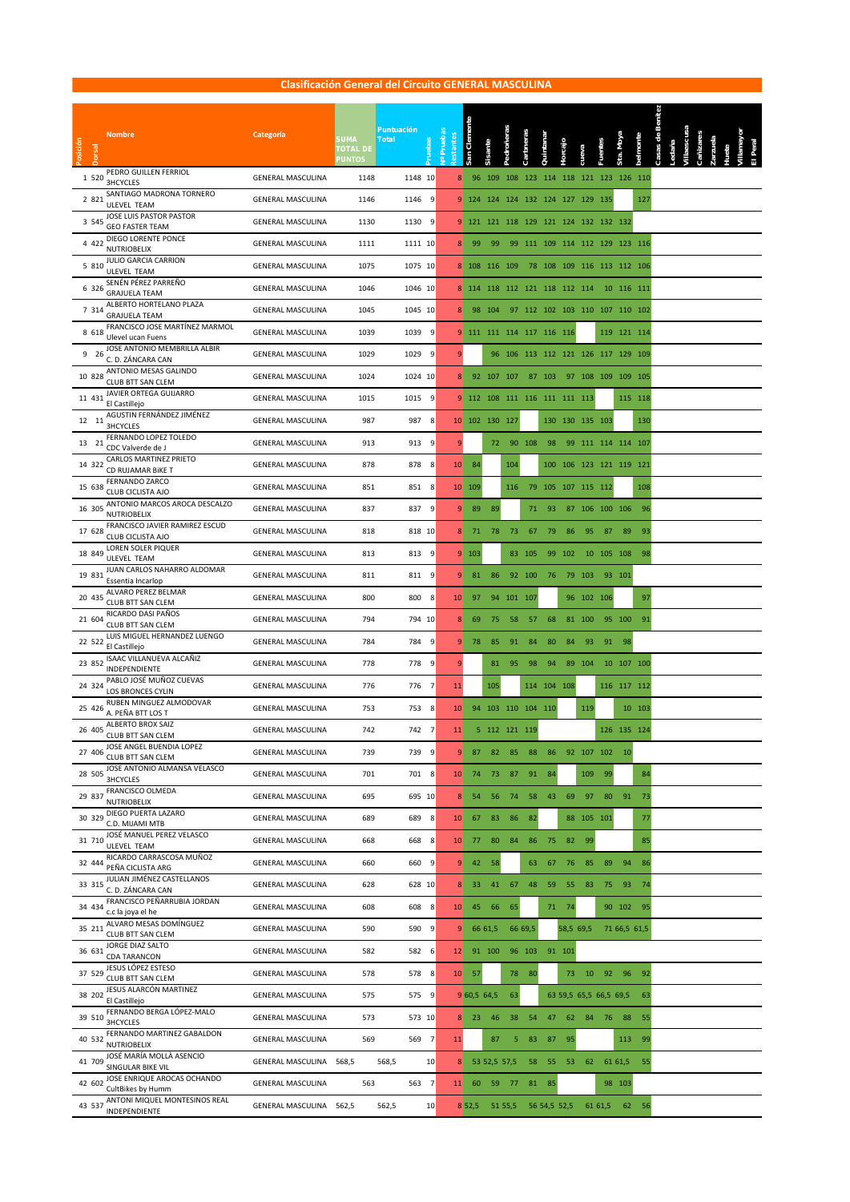# Clasificación General del Circuito GENERAL MASCULINA

| Posición | Dorsal | Nombre | Categoría | SUMA TOTAL DE PUNTOS | Puntuación Total | Pruebas | Nº Pruebas Restantes | San Clemente | Sisante | Pedroñeras | Carboneras | Quintanar | Horcajo | cueva | Fuentes | Sta. Moya | belmonte | Casas de Benitez | Ledaña | Villaescusa | Cañizares | Zarzuela | Huete | Villamayor | El Peral |
|---|---|---|---|---|---|---|---|---|---|---|---|---|---|---|---|---|---|---|---|---|---|---|---|---|---|
| 1 | 520 | PEDRO GUILLEN FERRIOL 3HCYCLES | GENERAL MASCULINA | 1148 | 1148 | 10 | 8 | 96 | 109 | 108 | 123 | 114 | 118 | 121 | 123 | 126 | 110 | | | | | | | | |
| 2 | 821 | SANTIAGO MADRONA TORNERO ULEVEL TEAM | GENERAL MASCULINA | 1146 | 1146 | 9 | 9 | 124 | 124 | 124 | 132 | 124 | 127 | 129 | 135 | | 127 | | | | | | | | |
| 3 | 545 | JOSE LUIS PASTOR PASTOR GEO FASTER TEAM | GENERAL MASCULINA | 1130 | 1130 | 9 | 9 | 121 | 121 | 118 | 129 | 121 | 124 | 132 | 132 | 132 | | | | | | | | | |
| 4 | 422 | DIEGO LORENTE PONCE NUTRIOBELIX | GENERAL MASCULINA | 1111 | 1111 | 10 | 8 | 99 | 99 | 99 | 111 | 109 | 114 | 112 | 129 | 123 | 116 | | | | | | | | |
| 5 | 810 | JULIO GARCIA CARRION ULEVEL TEAM | GENERAL MASCULINA | 1075 | 1075 | 10 | 8 | 108 | 116 | 109 | 78 | 108 | 109 | 116 | 113 | 112 | 106 | | | | | | | | |
| 6 | 326 | SENÉN PÉREZ PARREÑO GRAJUELA TEAM | GENERAL MASCULINA | 1046 | 1046 | 10 | 8 | 114 | 118 | 112 | 121 | 118 | 112 | 114 | 10 | 116 | 111 | | | | | | | | |
| 7 | 314 | ALBERTO HORTELANO PLAZA GRAJUELA TEAM | GENERAL MASCULINA | 1045 | 1045 | 10 | 8 | 98 | 104 | 97 | 112 | 102 | 103 | 110 | 107 | 110 | 102 | | | | | | | | |
| 8 | 618 | FRANCISCO JOSE MARTÍNEZ MARMOL Ulevel ucan Fuens | GENERAL MASCULINA | 1039 | 1039 | 9 | 9 | 111 | 111 | 114 | 117 | 116 | 116 | | 119 | 121 | 114 | | | | | | | | |
| 9 | 26 | JOSE ANTONIO MEMBRILLA ALBIR C. D. ZÁNCARA CAN | GENERAL MASCULINA | 1029 | 1029 | 9 | 9 | | 96 | 106 | 113 | 112 | 121 | 126 | 117 | 129 | 109 | | | | | | | | |
| 10 | 828 | ANTONIO MESAS GALINDO CLUB BTT SAN CLEM | GENERAL MASCULINA | 1024 | 1024 | 10 | 8 | 92 | 107 | 107 | 87 | 103 | 97 | 108 | 109 | 109 | 105 | | | | | | | | |
| 11 | 431 | JAVIER ORTEGA GUIJARRO El Castillejo | GENERAL MASCULINA | 1015 | 1015 | 9 | 9 | 112 | 108 | 111 | 116 | 111 | 111 | 113 | | 115 | 118 | | | | | | | | |
| 12 | 11 | AGUSTIN FERNÁNDEZ JIMÉNEZ 3HCYCLES | GENERAL MASCULINA | 987 | 987 | 8 | 10 | 102 | 130 | 127 | | 130 | 130 | 135 | 103 | | 130 | | | | | | | | |
| 13 | 21 | FERNANDO LOPEZ TOLEDO CDC Valverde de J | GENERAL MASCULINA | 913 | 913 | 9 | 9 | | 72 | 90 | 108 | 98 | 99 | 111 | 114 | 114 | 107 | | | | | | | | |
| 14 | 322 | CARLOS MARTINEZ PRIETO CD RUJAMAR BIKE T | GENERAL MASCULINA | 878 | 878 | 8 | 10 | 84 | | 104 | | 100 | 106 | 123 | 121 | 119 | 121 | | | | | | | | |
| 15 | 638 | FERNANDO ZARCO CLUB CICLISTA AJO | GENERAL MASCULINA | 851 | 851 | 8 | 10 | 109 | | 116 | 79 | 105 | 107 | 115 | 112 | | 108 | | | | | | | | |
| 16 | 305 | ANTONIO MARCOS AROCA DESCALZO NUTRIOBELIX | GENERAL MASCULINA | 837 | 837 | 9 | 9 | 89 | 89 | | 71 | 93 | 87 | 106 | 100 | 106 | 96 | | | | | | | | |
| 17 | 628 | FRANCISCO JAVIER RAMIREZ ESCUD CLUB CICLISTA AJO | GENERAL MASCULINA | 818 | 818 | 10 | 8 | 71 | 78 | 73 | 67 | 79 | 86 | 95 | 87 | 89 | 93 | | | | | | | | |
| 18 | 849 | LOREN SOLER PIQUER ULEVEL TEAM | GENERAL MASCULINA | 813 | 813 | 9 | 9 | 103 | | 83 | 105 | 99 | 102 | 10 | 105 | 108 | 98 | | | | | | | | |
| 19 | 831 | JUAN CARLOS NAHARRO ALDOMAR Essentia Incarlop | GENERAL MASCULINA | 811 | 811 | 9 | 9 | 81 | 86 | 92 | 100 | 76 | 79 | 103 | 93 | 101 | | | | | | | | | |
| 20 | 435 | ALVARO PEREZ BELMAR CLUB BTT SAN CLEM | GENERAL MASCULINA | 800 | 800 | 8 | 10 | 97 | 94 | 101 | 107 | | 96 | 102 | 106 | | 97 | | | | | | | | |
| 21 | 604 | RICARDO DASI PAÑOS CLUB BTT SAN CLEM | GENERAL MASCULINA | 794 | 794 | 10 | 8 | 69 | 75 | 58 | 57 | 68 | 81 | 100 | 95 | 100 | 91 | | | | | | | | |
| 22 | 522 | LUIS MIGUEL HERNANDEZ LUENGO El Castillejo | GENERAL MASCULINA | 784 | 784 | 9 | 9 | 78 | 85 | 91 | 84 | 80 | 84 | 93 | 91 | 98 | | | | | | | | | |
| 23 | 852 | ISAAC VILLANUEVA ALCAÑIZ INDEPENDIENTE | GENERAL MASCULINA | 778 | 778 | 9 | 9 | | 81 | 95 | 98 | 94 | 89 | 104 | 10 | 107 | 100 | | | | | | | | |
| 24 | 324 | PABLO JOSÉ MUÑOZ CUEVAS LOS BRONCES CYLIN | GENERAL MASCULINA | 776 | 776 | 7 | 11 | | 105 | | 114 | 104 | 108 | | 116 | 117 | 112 | | | | | | | | |
| 25 | 426 | RUBEN MINGUEZ ALMODOVAR A. PEÑA BTT LOS T | GENERAL MASCULINA | 753 | 753 | 8 | 10 | 94 | 103 | 110 | 104 | 110 | | 119 | | 10 | 103 | | | | | | | | |
| 26 | 405 | ALBERTO BROX SAIZ CLUB BTT SAN CLEM | GENERAL MASCULINA | 742 | 742 | 7 | 11 | 5 | 112 | 121 | 119 | | | | 126 | 135 | 124 | | | | | | | | |
| 27 | 406 | JOSE ANGEL BUENDIA LOPEZ CLUB BTT SAN CLEM | GENERAL MASCULINA | 739 | 739 | 9 | 9 | 87 | 82 | 85 | 88 | 86 | 92 | 107 | 102 | 10 | | | | | | | | | |
| 28 | 505 | JOSE ANTONIO ALMANSA VELASCO 3HCYCLES | GENERAL MASCULINA | 701 | 701 | 8 | 10 | 74 | 73 | 87 | 91 | 84 | | 109 | 99 | | 84 | | | | | | | | |
| 29 | 837 | FRANCISCO OLMEDA NUTRIOBELIX | GENERAL MASCULINA | 695 | 695 | 10 | 8 | 54 | 56 | 74 | 58 | 43 | 69 | 97 | 80 | 91 | 73 | | | | | | | | |
| 30 | 329 | DIEGO PUERTA LAZARO C.D. MIJAMI MTB | GENERAL MASCULINA | 689 | 689 | 8 | 10 | 67 | 83 | 86 | 82 | | 88 | 105 | 101 | | 77 | | | | | | | | |
| 31 | 710 | JOSÉ MANUEL PEREZ VELASCO ULEVEL TEAM | GENERAL MASCULINA | 668 | 668 | 8 | 10 | 77 | 80 | 84 | 86 | 75 | 82 | 99 | | | 85 | | | | | | | | |
| 32 | 444 | RICARDO CARRASCOSA MUÑOZ PEÑA CICLISTA ARG | GENERAL MASCULINA | 660 | 660 | 9 | 9 | 42 | 58 | | 63 | 67 | 76 | 85 | 89 | 94 | 86 | | | | | | | | |
| 33 | 315 | JULIAN JIMÉNEZ CASTELLANOS C. D. ZÁNCARA CAN | GENERAL MASCULINA | 628 | 628 | 10 | 8 | 33 | 41 | 67 | 48 | 59 | 55 | 83 | 75 | 93 | 74 | | | | | | | | |
| 34 | 434 | FRANCISCO PEÑARRUBIA JORDAN c.c la joya el he | GENERAL MASCULINA | 608 | 608 | 8 | 10 | 45 | 66 | 65 | | 71 | 74 | | 90 | 102 | 95 | | | | | | | | |
| 35 | 211 | ALVARO MESAS DOMÍNGUEZ CLUB BTT SAN CLEM | GENERAL MASCULINA | 590 | 590 | 9 | 9 | 66 | 61,5 | 66 | 69,5 | | 58,5 | 69,5 | 71 | 66,5 | 61,5 | | | | | | | | |
| 36 | 631 | JORGE DIAZ SALTO CDA TARANCON | GENERAL MASCULINA | 582 | 582 | 6 | 12 | 91 | 100 | 96 | 103 | 91 | 101 | | | | | | | | | | | | |
| 37 | 529 | JESUS LÓPEZ ESTESO CLUB BTT SAN CLEM | GENERAL MASCULINA | 578 | 578 | 8 | 10 | 57 | | 78 | 80 | | 73 | 10 | 92 | 96 | 92 | | | | | | | | |
| 38 | 202 | JESUS ALARCÓN MARTINEZ El Castillejo | GENERAL MASCULINA | 575 | 575 | 9 | 9 | 60,5 | 64,5 | 63 | | 63 | 59,5 | 65,5 | 66,5 | 69,5 | 63 | | | | | | | | |
| 39 | 510 | FERNANDO BERGA LÓPEZ-MALO 3HCYCLES | GENERAL MASCULINA | 573 | 573 | 10 | 8 | 23 | 46 | 38 | 54 | 47 | 62 | 84 | 76 | 88 | 55 | | | | | | | | |
| 40 | 532 | FERNANDO MARTINEZ GABALDON NUTRIOBELIX | GENERAL MASCULINA | 569 | 569 | 7 | 11 | | 87 | 5 | 83 | 87 | 95 | | | 113 | 99 | | | | | | | | |
| 41 | 709 | JOSÉ MARÍA MOLLÀ ASENCIO SINGULAR BIKE VIL | GENERAL MASCULINA | 568,5 | 568,5 | 10 | 8 | 53 | 52,5 | 57,5 | 58 | 55 | 53 | 62 | 61 | 61,5 | 55 | | | | | | | | |
| 42 | 602 | JOSE ENRIQUE AROCAS OCHANDO CultBikes by Humm | GENERAL MASCULINA | 563 | 563 | 7 | 11 | 60 | 59 | 77 | 81 | 85 | | | | 98 | 103 | | | | | | | | |
| 43 | 537 | ANTONI MIQUEL MONTESINOS REAL INDEPENDIENTE | GENERAL MASCULINA | 562,5 | 562,5 | 10 | 8 | 52,5 | 51 | 55,5 | 56 | 54,5 | 52,5 | 61 | 61,5 | 62 | 56 | | | | | | | | |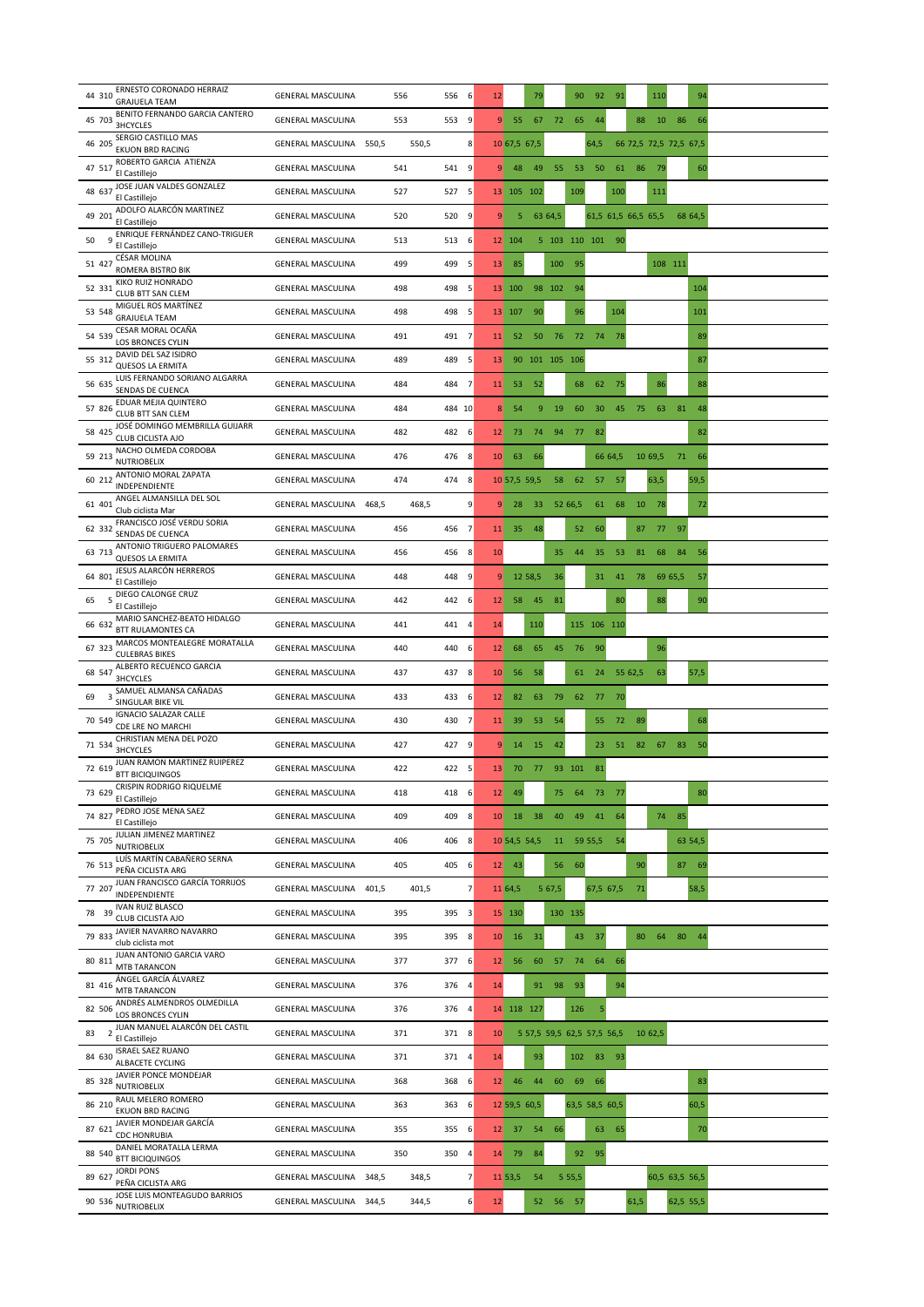| | | | | | | | | | | | | | | | | | | | |
|---|---|---|---|---|---|---|---|---|---|---|---|---|---|---|---|---|---|---|---|
| 44 | 310 | ERNESTO CORONADO HERRAIZ<br>GRAJUELA TEAM | GENERAL MASCULINA | | 556 | 556 | 6 | 12 | | 79 | | 90 | 92 | 91 | | 110 | | 94 |
| 45 | 703 | BENITO FERNANDO GARCIA CANTERO<br>3HCYCLES | GENERAL MASCULINA | | 553 | 553 | 9 | 9 | 55 | 67 | 72 | 65 | 44 | | 88 | 10 | 86 | 66 |
| 46 | 205 | SERGIO CASTILLO MAS<br>EKUON BRD RACING | GENERAL MASCULINA | 550,5 | 550,5 | | 8 | 10 | 67,5 | 67,5 | | | 64,5 | 66 | 72,5 | 72,5 | 72,5 | 67,5 |
| 47 | 517 | ROBERTO GARCIA ATIENZA<br>El Castillejo | GENERAL MASCULINA | | 541 | 541 | 9 | 9 | 48 | 49 | 55 | 53 | 50 | 61 | 86 | 79 | | 60 |
| 48 | 637 | JOSE JUAN VALDES GONZALEZ<br>El Castillejo | GENERAL MASCULINA | | 527 | 527 | 5 | 13 | 105 | 102 | | 109 | | 100 | | 111 | | |
| 49 | 201 | ADOLFO ALARCÓN MARTINEZ<br>El Castillejo | GENERAL MASCULINA | | 520 | 520 | 9 | 9 | 5 | 63 | 64,5 | | 61,5 | 61,5 | 66,5 | 65,5 | 68 | 64,5 |
| 50 | 9 | ENRIQUE FERNÁNDEZ CANO-TRIGUER<br>El Castillejo | GENERAL MASCULINA | | 513 | 513 | 6 | 12 | 104 | 5 | 103 | 110 | 101 | 90 | | | | |
| 51 | 427 | CÉSAR MOLINA<br>ROMERA BISTRO BIK | GENERAL MASCULINA | | 499 | 499 | 5 | 13 | 85 | | 100 | 95 | | | | 108 | 111 | |
| 52 | 331 | KIKO RUIZ HONRADO<br>CLUB BTT SAN CLEM | GENERAL MASCULINA | | 498 | 498 | 5 | 13 | 100 | 98 | 102 | 94 | | | | | | 104 |
| 53 | 548 | MIGUEL ROS MARTÍNEZ<br>GRAJUELA TEAM | GENERAL MASCULINA | | 498 | 498 | 5 | 13 | 107 | 90 | | 96 | | 104 | | | | 101 |
| 54 | 539 | CESAR MORAL OCAÑA<br>LOS BRONCES CYLIN | GENERAL MASCULINA | | 491 | 491 | 7 | 11 | 52 | 50 | 76 | 72 | 74 | 78 | | | | 89 |
| 55 | 312 | DAVID DEL SAZ ISIDRO<br>QUESOS LA ERMITA | GENERAL MASCULINA | | 489 | 489 | 5 | 13 | 90 | 101 | 105 | 106 | | | | | | 87 |
| 56 | 635 | LUIS FERNANDO SORIANO ALGARRA<br>SENDAS DE CUENCA | GENERAL MASCULINA | | 484 | 484 | 7 | 11 | 53 | 52 | | 68 | 62 | 75 | | 86 | | 88 |
| 57 | 826 | EDUAR MEJIA QUINTERO<br>CLUB BTT SAN CLEM | GENERAL MASCULINA | | 484 | 484 | 10 | 8 | 54 | 9 | 19 | 60 | 30 | 45 | 75 | 63 | 81 | 48 |
| 58 | 425 | JOSÉ DOMINGO MEMBRILLA GUIJARR<br>CLUB CICLISTA AJO | GENERAL MASCULINA | | 482 | 482 | 6 | 12 | 73 | 74 | 94 | 77 | 82 | | | | | 82 |
| 59 | 213 | NACHO OLMEDA CORDOBA<br>NUTRIOBELIX | GENERAL MASCULINA | | 476 | 476 | 8 | 10 | 63 | 66 | | | 66 | 64,5 | 10 | 69,5 | 71 | 66 |
| 60 | 212 | ANTONIO MORAL ZAPATA<br>INDEPENDIENTE | GENERAL MASCULINA | | 474 | 474 | 8 | 10 | 57,5 | 59,5 | 58 | 62 | 57 | 57 | | 63,5 | | 59,5 |
| 61 | 401 | ANGEL ALMANSILLA DEL SOL<br>Club ciclista Mar | GENERAL MASCULINA | 468,5 | 468,5 | | 9 | 9 | 28 | 33 | 52 | 66,5 | 61 | 68 | 10 | 78 | | 72 |
| 62 | 332 | FRANCISCO JOSÉ VERDU SORIA<br>SENDAS DE CUENCA | GENERAL MASCULINA | | 456 | 456 | 7 | 11 | 35 | 48 | | 52 | 60 | | 87 | 77 | 97 | |
| 63 | 713 | ANTONIO TRIGUERO PALOMARES<br>QUESOS LA ERMITA | GENERAL MASCULINA | | 456 | 456 | 8 | 10 | | | 35 | 44 | 35 | 53 | 81 | 68 | 84 | 56 |
| 64 | 801 | JESUS ALARCÓN HERREROS<br>El Castillejo | GENERAL MASCULINA | | 448 | 448 | 9 | 9 | 12 | 58,5 | 36 | | 31 | 41 | 78 | 69 | 65,5 | 57 |
| 65 | 5 | DIEGO CALONGE CRUZ<br>El Castillejo | GENERAL MASCULINA | | 442 | 442 | 6 | 12 | 58 | 45 | 81 | | | 80 | | 88 | | 90 |
| 66 | 632 | MARIO SANCHEZ-BEATO HIDALGO<br>BTT RULAMONTES CA | GENERAL MASCULINA | | 441 | 441 | 4 | 14 | | 110 | | 115 | 106 | 110 | | | | |
| 67 | 323 | MARCOS MONTEALEGRE MORATALLA<br>CULEBRAS BIKES | GENERAL MASCULINA | | 440 | 440 | 6 | 12 | 68 | 65 | 45 | 76 | 90 | | | 96 | | |
| 68 | 547 | ALBERTO RECUENCO GARCIA<br>3HCYCLES | GENERAL MASCULINA | | 437 | 437 | 8 | 10 | 56 | 58 | | 61 | 24 | 55 | 62,5 | 63 | | 57,5 |
| 69 | 3 | SAMUEL ALMANSA CAÑADAS<br>SINGULAR BIKE VIL | GENERAL MASCULINA | | 433 | 433 | 6 | 12 | 82 | 63 | 79 | 62 | 77 | 70 | | | | |
| 70 | 549 | IGNACIO SALAZAR CALLE<br>CDE LRE NO MARCHI | GENERAL MASCULINA | | 430 | 430 | 7 | 11 | 39 | 53 | 54 | | 55 | 72 | 89 | | | 68 |
| 71 | 534 | CHRISTIAN MENA DEL POZO<br>3HCYCLES | GENERAL MASCULINA | | 427 | 427 | 9 | 9 | 14 | 15 | 42 | | 23 | 51 | 82 | 67 | 83 | 50 |
| 72 | 619 | JUAN RAMON MARTINEZ RUIPEREZ<br>BTT BICIQUINGOS | GENERAL MASCULINA | | 422 | 422 | 5 | 13 | 70 | 77 | 93 | 101 | 81 | | | | | |
| 73 | 629 | CRISPIN RODRIGO RIQUELME<br>El Castillejo | GENERAL MASCULINA | | 418 | 418 | 6 | 12 | 49 | | 75 | 64 | 73 | 77 | | | | 80 |
| 74 | 827 | PEDRO JOSE MENA SAEZ<br>El Castillejo | GENERAL MASCULINA | | 409 | 409 | 8 | 10 | 18 | 38 | 40 | 49 | 41 | 64 | | 74 | 85 | |
| 75 | 705 | JULIAN JIMENEZ MARTINEZ<br>NUTRIOBELIX | GENERAL MASCULINA | | 406 | 406 | 8 | 10 | 54,5 | 54,5 | 11 | 59 | 55,5 | 54 | | | 63 | 54,5 |
| 76 | 513 | LUÍS MARTÍN CABAÑERO SERNA<br>PEÑA CICLISTA ARG | GENERAL MASCULINA | | 405 | 405 | 6 | 12 | 43 | | 56 | 60 | | | 90 | | 87 | 69 |
| 77 | 207 | JUAN FRANCISCO GARCÍA TORRIJOS<br>INDEPENDIENTE | GENERAL MASCULINA | 401,5 | 401,5 | | 7 | 11 | 64,5 | | 5 | 67,5 | 67,5 | 67,5 | 71 | | | 58,5 |
| 78 | 39 | IVAN RUIZ BLASCO<br>CLUB CICLISTA AJO | GENERAL MASCULINA | | 395 | 395 | 3 | 15 | 130 | | 130 | 135 | | | | | | |
| 79 | 833 | JAVIER NAVARRO NAVARRO<br>club ciclista mot | GENERAL MASCULINA | | 395 | 395 | 8 | 10 | 16 | 31 | | 43 | 37 | | 80 | 64 | 80 | 44 |
| 80 | 811 | JUAN ANTONIO GARCIA VARO<br>MTB TARANCON | GENERAL MASCULINA | | 377 | 377 | 6 | 12 | 56 | 60 | 57 | 74 | 64 | 66 | | | | |
| 81 | 416 | ÁNGEL GARCÍA ÁLVAREZ<br>MTB TARANCON | GENERAL MASCULINA | | 376 | 376 | 4 | 14 | | 91 | 98 | 93 | | 94 | | | | |
| 82 | 506 | ANDRÉS ALMENDROS OLMEDILLA<br>LOS BRONCES CYLIN | GENERAL MASCULINA | | 376 | 376 | 4 | 14 | 118 | 127 | | 126 | 5 | | | | | |
| 83 | 2 | JUAN MANUEL ALARCÓN DEL CASTIL<br>El Castillejo | GENERAL MASCULINA | | 371 | 371 | 8 | 10 | 5 | 57,5 | 59,5 | 62,5 | 57,5 | 56,5 | 10 | 62,5 | | |
| 84 | 630 | ISRAEL SAEZ RUANO<br>ALBACETE CYCLING | GENERAL MASCULINA | | 371 | 371 | 4 | 14 | | 93 | | 102 | 83 | 93 | | | | |
| 85 | 328 | JAVIER PONCE MONDEJAR<br>NUTRIOBELIX | GENERAL MASCULINA | | 368 | 368 | 6 | 12 | 46 | 44 | 60 | 69 | 66 | | | | | 83 |
| 86 | 210 | RAUL MELERO ROMERO<br>EKUON BRD RACING | GENERAL MASCULINA | | 363 | 363 | 6 | 12 | 59,5 | 60,5 | | 63,5 | 58,5 | 60,5 | | | | 60,5 |
| 87 | 621 | JAVIER MONDEJAR GARCÍA<br>CDC HONRUBIA | GENERAL MASCULINA | | 355 | 355 | 6 | 12 | 37 | 54 | 66 | | 63 | 65 | | | | 70 |
| 88 | 540 | DANIEL MORATALLA LERMA<br>BTT BICIQUINGOS | GENERAL MASCULINA | | 350 | 350 | 4 | 14 | 79 | 84 | | 92 | 95 | | | | | |
| 89 | 627 | JORDI PONS<br>PEÑA CICLISTA ARG | GENERAL MASCULINA | 348,5 | 348,5 | | 7 | 11 | 53,5 | 54 | | 5 | 55,5 | | | 60,5 | 63,5 | 56,5 |
| 90 | 536 | JOSE LUIS MONTEAGUDO BARRIOS<br>NUTRIOBELIX | GENERAL MASCULINA | 344,5 | 344,5 | | 6 | 12 | | 52 | 56 | 57 | | | 61,5 | | 62,5 | 55,5 |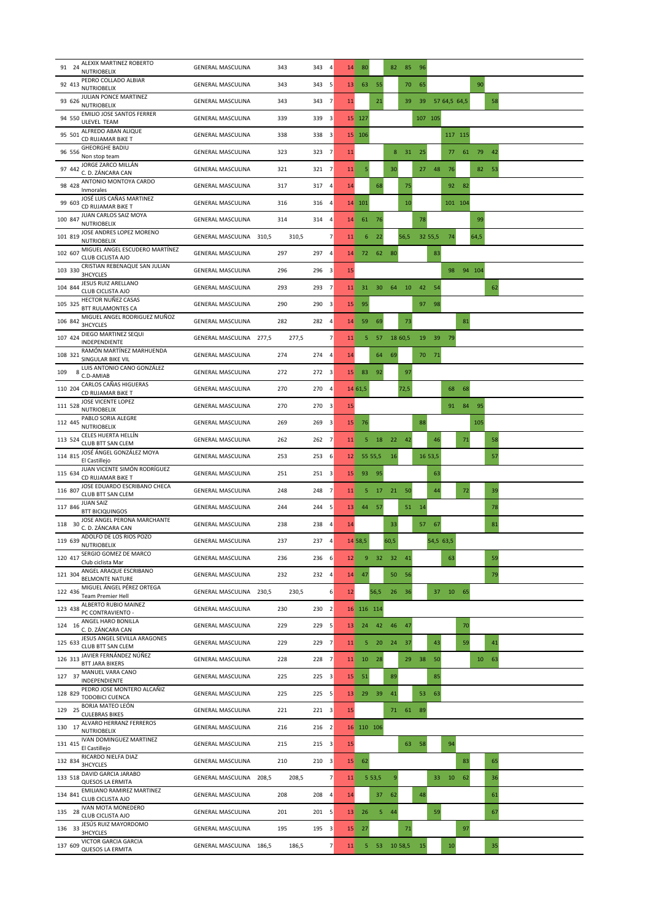| Pos | Dorsal | Nombre | Club | Categoría | | | | | | | | | | | | | | | | | |
|---|---|---|---|---|---|---|---|---|---|---|---|---|---|---|---|---|---|---|---|---|---|
| 91 | 24 | ALEXIX MARTINEZ ROBERTO | NUTRIOBELIX | GENERAL MASCULINA | | 343 | 343 | 4 | 14 | 80 | | 82 | 85 | 96 | | | | | |
| 92 | 413 | PEDRO COLLADO ALBIAR | NUTRIOBELIX | GENERAL MASCULINA | | 343 | 343 | 5 | 13 | 63 | 55 | | 70 | 65 | | | | 90 | |
| 93 | 626 | JULIAN PONCE MARTINEZ | NUTRIOBELIX | GENERAL MASCULINA | | 343 | 343 | 7 | 11 | | 21 | | 39 | 39 | 57 | 64,5 | 64,5 | | 58 |
| 94 | 550 | EMILIO JOSE SANTOS FERRER | ULEVEL TEAM | GENERAL MASCULINA | | 339 | 339 | 3 | 15 | 127 | | | | 107 | 105 | | | | |
| 95 | 501 | ALFREDO ABAN ALIQUE | CD RUJAMAR BIKE T | GENERAL MASCULINA | | 338 | 338 | 3 | 15 | 106 | | | | | | 117 | 115 | | |
| 96 | 556 | GHEORGHE BADIU | Non stop team | GENERAL MASCULINA | | 323 | 323 | 7 | 11 | | | 8 | 31 | 25 | | 77 | 61 | 79 | 42 |
| 97 | 442 | JORGE ZARCO MILLÁN | C. D. ZÁNCARA CAN | GENERAL MASCULINA | | 321 | 321 | 7 | 11 | 5 | | 30 | | 27 | 48 | 76 | | 82 | 53 |
| 98 | 428 | ANTONIO MONTOYA CARDO | Inmorales | GENERAL MASCULINA | | 317 | 317 | 4 | 14 | | 68 | | 75 | | | 92 | 82 | | |
| 99 | 603 | JOSÉ LUIS CAÑAS MARTINEZ | CD RUJAMAR BIKE T | GENERAL MASCULINA | | 316 | 316 | 4 | 14 | 101 | | | 10 | | | 101 | 104 | | |
| 100 | 847 | JUAN CARLOS SAIZ MOYA | NUTRIOBELIX | GENERAL MASCULINA | | 314 | 314 | 4 | 14 | 61 | 76 | | | 78 | | | | 99 | |
| 101 | 819 | JOSE ANDRES LOPEZ MORENO | NUTRIOBELIX | GENERAL MASCULINA | 310,5 | 310,5 | | 7 | 11 | 6 | 22 | | 56,5 | 32 | 55,5 | 74 | | 64,5 | |
| 102 | 607 | MIGUEL ANGEL ESCUDERO MARTÍNEZ | CLUB CICLISTA AJO | GENERAL MASCULINA | | 297 | 297 | 4 | 14 | 72 | 62 | 80 | | | 83 | | | | |
| 103 | 330 | CRISTIAN REBENAQUE SAN JULIAN | 3HCYCLES | GENERAL MASCULINA | | 296 | 296 | 3 | 15 | | | | | | | 98 | 94 | 104 | |
| 104 | 844 | JESUS RUIZ ARELLANO | CLUB CICLISTA AJO | GENERAL MASCULINA | | 293 | 293 | 7 | 11 | 31 | 30 | 64 | 10 | 42 | 54 | | | | 62 |
| 105 | 325 | HECTOR NUÑEZ CASAS | BTT RULAMONTES CA | GENERAL MASCULINA | | 290 | 290 | 3 | 15 | 95 | | | | 97 | 98 | | | | |
| 106 | 842 | MIGUEL ANGEL RODRIGUEZ MUÑOZ | 3HCYCLES | GENERAL MASCULINA | | 282 | 282 | 4 | 14 | 59 | 69 | | 73 | | | | 81 | | |
| 107 | 424 | DIEGO MARTINEZ SEQUI | INDEPENDIENTE | GENERAL MASCULINA | 277,5 | 277,5 | | 7 | 11 | 5 | 57 | 18 | 60,5 | 19 | 39 | 79 | | | |
| 108 | 321 | RAMÓN MARTÍNEZ MARHUENDA | SINGULAR BIKE VIL | GENERAL MASCULINA | | 274 | 274 | 4 | 14 | | 64 | 69 | | 70 | 71 | | | | |
| 109 | 8 | LUIS ANTONIO CANO GONZÁLEZ | C.D-AMIAB | GENERAL MASCULINA | | 272 | 272 | 3 | 15 | 83 | 92 | | 97 | | | | | | |
| 110 | 204 | CARLOS CAÑAS HIGUERAS | CD RUJAMAR BIKE T | GENERAL MASCULINA | | 270 | 270 | 4 | 14 | 61,5 | | | 72,5 | | | 68 | 68 | | |
| 111 | 528 | JOSE VICENTE LOPEZ | NUTRIOBELIX | GENERAL MASCULINA | | 270 | 270 | 3 | 15 | | | | | | | 91 | 84 | 95 | |
| 112 | 445 | PABLO SORIA ALEGRE | NUTRIOBELIX | GENERAL MASCULINA | | 269 | 269 | 3 | 15 | 76 | | | | 88 | | | | 105 | |
| 113 | 524 | CELES HUERTA HELLÍN | CLUB BTT SAN CLEM | GENERAL MASCULINA | | 262 | 262 | 7 | 11 | 5 | 18 | 22 | 42 | | 46 | | 71 | | 58 |
| 114 | 815 | JOSÉ ÁNGEL GONZÁLEZ MOYA | El Castillejo | GENERAL MASCULINA | | 253 | 253 | 6 | 12 | 55 | 55,5 | 16 | | 16 | 53,5 | | | | 57 |
| 115 | 634 | JUAN VICENTE SIMÓN RODRÍGUEZ | CD RUJAMAR BIKE T | GENERAL MASCULINA | | 251 | 251 | 3 | 15 | 93 | 95 | | | | 63 | | | | |
| 116 | 807 | JOSE EDUARDO ESCRIBANO CHECA | CLUB BTT SAN CLEM | GENERAL MASCULINA | | 248 | 248 | 7 | 11 | 5 | 17 | 21 | 50 | | 44 | | 72 | | 39 |
| 117 | 846 | JUAN SAIZ | BTT BICIQUINGOS | GENERAL MASCULINA | | 244 | 244 | 5 | 13 | 44 | 57 | | 51 | 14 | | | | | 78 |
| 118 | 30 | JOSE ANGEL PERONA MARCHANTE | C. D. ZÁNCARA CAN | GENERAL MASCULINA | | 238 | 238 | 4 | 14 | | | 33 | | 57 | 67 | | | | 81 |
| 119 | 639 | ADOLFO DE LOS RIOS POZO | NUTRIOBELIX | GENERAL MASCULINA | | 237 | 237 | 4 | 14 | 58,5 | | 60,5 | | | 54,5 | 63,5 | | | |
| 120 | 417 | SERGIO GOMEZ DE MARCO | Club ciclista Mar | GENERAL MASCULINA | | 236 | 236 | 6 | 12 | 9 | 32 | 32 | 41 | | | 63 | | | 59 |
| 121 | 304 | ANGEL ARAQUE ESCRIBANO | BELMONTE NATURE | GENERAL MASCULINA | | 232 | 232 | 4 | 14 | 47 | | 50 | 56 | | | | | | 79 |
| 122 | 436 | MIGUEL ÁNGEL PÉREZ ORTEGA | Team Premier Hell | GENERAL MASCULINA | 230,5 | 230,5 | | 6 | 12 | | 56,5 | 26 | 36 | | 37 | 10 | 65 | | |
| 123 | 438 | ALBERTO RUBIO MAINEZ | PC CONTRAVIENTO - | GENERAL MASCULINA | | 230 | 230 | 2 | 16 | 116 | 114 | | | | | | | | |
| 124 | 16 | ANGEL HARO BONILLA | C. D. ZÁNCARA CAN | GENERAL MASCULINA | | 229 | 229 | 5 | 13 | 24 | 42 | 46 | 47 | | | | 70 | | |
| 125 | 633 | JESUS ANGEL SEVILLA ARAGONES | CLUB BTT SAN CLEM | GENERAL MASCULINA | | 229 | 229 | 7 | 11 | 5 | 20 | 24 | 37 | | 43 | | 59 | | 41 |
| 126 | 313 | JAVIER FERNÁNDEZ NÚÑEZ | BTT JARA BIKERS | GENERAL MASCULINA | | 228 | 228 | 7 | 11 | 10 | 28 | | 29 | 38 | 50 | | | 10 | 63 |
| 127 | 37 | MANUEL VARA CANO | INDEPENDIENTE | GENERAL MASCULINA | | 225 | 225 | 3 | 15 | 51 | | 89 | | | 85 | | | | |
| 128 | 829 | PEDRO JOSE MONTERO ALCAÑIZ | TODOBICI CUENCA | GENERAL MASCULINA | | 225 | 225 | 5 | 13 | 29 | 39 | 41 | | 53 | 63 | | | | |
| 129 | 25 | BORJA MATEO LEÓN | CULEBRAS BIKES | GENERAL MASCULINA | | 221 | 221 | 3 | 15 | | | 71 | 61 | 89 | | | | | |
| 130 | 17 | ALVARO HERRANZ FERREROS | NUTRIOBELIX | GENERAL MASCULINA | | 216 | 216 | 2 | 16 | 110 | 106 | | | | | | | | |
| 131 | 415 | IVAN DOMINGUEZ MARTINEZ | El Castillejo | GENERAL MASCULINA | | 215 | 215 | 3 | 15 | | | | 63 | 58 | | 94 | | | |
| 132 | 834 | RICARDO NIELFA DIAZ | 3HCYCLES | GENERAL MASCULINA | | 210 | 210 | 3 | 15 | 62 | | | | | | | 83 | | 65 |
| 133 | 518 | DAVID GARCIA JARABO | QUESOS LA ERMITA | GENERAL MASCULINA | 208,5 | 208,5 | | 7 | 11 | 5 | 53,5 | 9 | | | 33 | 10 | 62 | | 36 |
| 134 | 841 | EMILIANO RAMIREZ MARTINEZ | CLUB CICLISTA AJO | GENERAL MASCULINA | | 208 | 208 | 4 | 14 | | 37 | 62 | | 48 | | | | | 61 |
| 135 | 28 | IVAN MOTA MONEDERO | CLUB CICLISTA AJO | GENERAL MASCULINA | | 201 | 201 | 5 | 13 | 26 | 5 | 44 | | | 59 | | | | 67 |
| 136 | 33 | JESÚS RUIZ MAYORDOMO | 3HCYCLES | GENERAL MASCULINA | | 195 | 195 | 3 | 15 | 27 | | | 71 | | | | 97 | | |
| 137 | 609 | VICTOR GARCIA GARCIA | QUESOS LA ERMITA | GENERAL MASCULINA | 186,5 | 186,5 | | 7 | 11 | 5 | 53 | 10 | 58,5 | 15 | | 10 | | | 35 |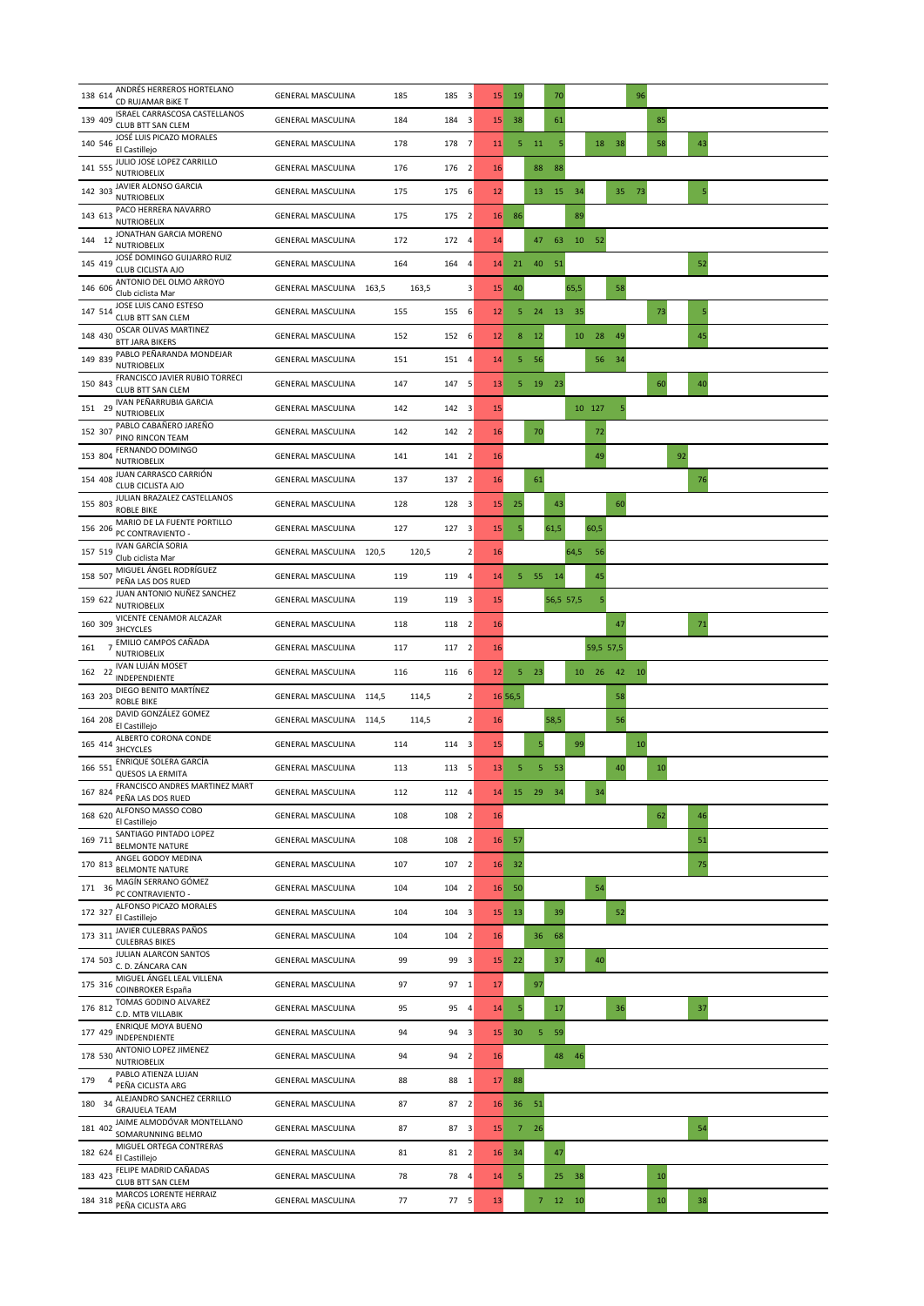| | | | | | | | | | | | | | | | | | | |
|---|---|---|---|---|---|---|---|---|---|---|---|---|---|---|---|---|---|---|
| 138 | 614 | ANDRÉS HERREROS HORTELANO<br>CD RUJAMAR BIKE T | GENERAL MASCULINA | | 185 | 185 | 3 | 15 | 19 | | 70 | | | | 96 | | | |
| 139 | 409 | ISRAEL CARRASCOSA CASTELLANOS<br>CLUB BTT SAN CLEM | GENERAL MASCULINA | | 184 | 184 | 3 | 15 | 38 | | 61 | | | | | 85 | | |
| 140 | 546 | JOSÉ LUIS PICAZO MORALES<br>El Castillejo | GENERAL MASCULINA | | 178 | 178 | 7 | 11 | 5 | 11 | 5 | | 18 | 38 | | 58 | | 43 |
| 141 | 555 | JULIO JOSE LOPEZ CARRILLO<br>NUTRIOBELIX | GENERAL MASCULINA | | 176 | 176 | 2 | 16 | | 88 | 88 | | | | | | | |
| 142 | 303 | JAVIER ALONSO GARCIA<br>NUTRIOBELIX | GENERAL MASCULINA | | 175 | 175 | 6 | 12 | | 13 | 15 | 34 | | 35 | 73 | | | 5 |
| 143 | 613 | PACO HERRERA NAVARRO<br>NUTRIOBELIX | GENERAL MASCULINA | | 175 | 175 | 2 | 16 | 86 | | | 89 | | | | | | |
| 144 | 12 | JONATHAN GARCIA MORENO<br>NUTRIOBELIX | GENERAL MASCULINA | | 172 | 172 | 4 | 14 | | 47 | 63 | 10 | 52 | | | | | |
| 145 | 419 | JOSÉ DOMINGO GUIJARRO RUIZ<br>CLUB CICLISTA AJO | GENERAL MASCULINA | | 164 | 164 | 4 | 14 | 21 | 40 | 51 | | | | | | | 52 |
| 146 | 606 | ANTONIO DEL OLMO ARROYO<br>Club ciclista Mar | GENERAL MASCULINA | 163,5 | 163,5 | | 3 | 15 | 40 | | | 65,5 | | 58 | | | | |
| 147 | 514 | JOSE LUIS CANO ESTESO<br>CLUB BTT SAN CLEM | GENERAL MASCULINA | | 155 | 155 | 6 | 12 | 5 | 24 | 13 | 35 | | | | 73 | | 5 |
| 148 | 430 | OSCAR OLIVAS MARTINEZ<br>BTT JARA BIKERS | GENERAL MASCULINA | | 152 | 152 | 6 | 12 | 8 | 12 | | 10 | 28 | 49 | | | | 45 |
| 149 | 839 | PABLO PEÑARANDA MONDEJAR<br>NUTRIOBELIX | GENERAL MASCULINA | | 151 | 151 | 4 | 14 | 5 | 56 | | | 56 | 34 | | | | |
| 150 | 843 | FRANCISCO JAVIER RUBIO TORRECI<br>CLUB BTT SAN CLEM | GENERAL MASCULINA | | 147 | 147 | 5 | 13 | 5 | 19 | 23 | | | | | 60 | | 40 |
| 151 | 29 | IVAN PEÑARRUBIA GARCIA<br>NUTRIOBELIX | GENERAL MASCULINA | | 142 | 142 | 3 | 15 | | | | 10 | 127 | 5 | | | | |
| 152 | 307 | PABLO CABAÑERO JAREÑO<br>PINO RINCON TEAM | GENERAL MASCULINA | | 142 | 142 | 2 | 16 | | 70 | | | 72 | | | | | |
| 153 | 804 | FERNANDO DOMINGO<br>NUTRIOBELIX | GENERAL MASCULINA | | 141 | 141 | 2 | 16 | | | | | 49 | | | | 92 | |
| 154 | 408 | JUAN CARRASCO CARRIÓN<br>CLUB CICLISTA AJO | GENERAL MASCULINA | | 137 | 137 | 2 | 16 | | 61 | | | | | | | | 76 |
| 155 | 803 | JULIAN BRAZALEZ CASTELLANOS<br>ROBLE BIKE | GENERAL MASCULINA | | 128 | 128 | 3 | 15 | 25 | | 43 | | | 60 | | | | |
| 156 | 206 | MARIO DE LA FUENTE PORTILLO<br>PC CONTRAVIENTO - | GENERAL MASCULINA | | 127 | 127 | 3 | 15 | 5 | | 61,5 | | 60,5 | | | | | |
| 157 | 519 | IVAN GARCÍA SORIA<br>Club ciclista Mar | GENERAL MASCULINA | 120,5 | 120,5 | | 2 | 16 | | | | 64,5 | 56 | | | | | |
| 158 | 507 | MIGUEL ÁNGEL RODRÍGUEZ<br>PEÑA LAS DOS RUED | GENERAL MASCULINA | | 119 | 119 | 4 | 14 | 5 | 55 | 14 | | 45 | | | | | |
| 159 | 622 | JUAN ANTONIO NUÑEZ SANCHEZ<br>NUTRIOBELIX | GENERAL MASCULINA | | 119 | 119 | 3 | 15 | | | 56,5 | 57,5 | 5 | | | | | |
| 160 | 309 | VICENTE CENAMOR ALCAZAR<br>3HCYCLES | GENERAL MASCULINA | | 118 | 118 | 2 | 16 | | | | | | 47 | | | | 71 |
| 161 | 7 | EMILIO CAMPOS CAÑADA<br>NUTRIOBELIX | GENERAL MASCULINA | | 117 | 117 | 2 | 16 | | | | | 59,5 | 57,5 | | | | |
| 162 | 22 | IVAN LUJÁN MOSET<br>INDEPENDIENTE | GENERAL MASCULINA | | 116 | 116 | 6 | 12 | 5 | 23 | | 10 | 26 | 42 | 10 | | | |
| 163 | 203 | DIEGO BENITO MARTÍNEZ<br>ROBLE BIKE | GENERAL MASCULINA | 114,5 | 114,5 | | 2 | 16 | 56,5 | | | | | 58 | | | | |
| 164 | 208 | DAVID GONZÁLEZ GOMEZ<br>El Castillejo | GENERAL MASCULINA | 114,5 | 114,5 | | 2 | 16 | | | 58,5 | | | 56 | | | | |
| 165 | 414 | ALBERTO CORONA CONDE<br>3HCYCLES | GENERAL MASCULINA | | 114 | 114 | 3 | 15 | | 5 | | 99 | | | 10 | | | |
| 166 | 551 | ENRIQUE SOLERA GARCÍA<br>QUESOS LA ERMITA | GENERAL MASCULINA | | 113 | 113 | 5 | 13 | 5 | 5 | 53 | | | 40 | | 10 | | |
| 167 | 824 | FRANCISCO ANDRES MARTINEZ MART<br>PEÑA LAS DOS RUED | GENERAL MASCULINA | | 112 | 112 | 4 | 14 | 15 | 29 | 34 | | 34 | | | | | |
| 168 | 620 | ALFONSO MASSO COBO<br>El Castillejo | GENERAL MASCULINA | | 108 | 108 | 2 | 16 | | | | | | | | 62 | | 46 |
| 169 | 711 | SANTIAGO PINTADO LOPEZ<br>BELMONTE NATURE | GENERAL MASCULINA | | 108 | 108 | 2 | 16 | 57 | | | | | | | | | 51 |
| 170 | 813 | ANGEL GODOY MEDINA<br>BELMONTE NATURE | GENERAL MASCULINA | | 107 | 107 | 2 | 16 | 32 | | | | | | | | | 75 |
| 171 | 36 | MAGÍN SERRANO GÓMEZ<br>PC CONTRAVIENTO - | GENERAL MASCULINA | | 104 | 104 | 2 | 16 | 50 | | | | 54 | | | | | |
| 172 | 327 | ALFONSO PICAZO MORALES<br>El Castillejo | GENERAL MASCULINA | | 104 | 104 | 3 | 15 | 13 | | 39 | | | 52 | | | | |
| 173 | 311 | JAVIER CULEBRAS PAÑOS<br>CULEBRAS BIKES | GENERAL MASCULINA | | 104 | 104 | 2 | 16 | | 36 | 68 | | | | | | | |
| 174 | 503 | JULIAN ALARCON SANTOS<br>C. D. ZÁNCARA CAN | GENERAL MASCULINA | | 99 | 99 | 3 | 15 | 22 | | 37 | | 40 | | | | | |
| 175 | 316 | MIGUEL ÁNGEL LEAL VILLENA<br>COINBROKER España | GENERAL MASCULINA | | 97 | 97 | 1 | 17 | | 97 | | | | | | | | |
| 176 | 812 | TOMAS GODINO ALVAREZ<br>C.D. MTB VILLABIK | GENERAL MASCULINA | | 95 | 95 | 4 | 14 | 5 | | 17 | | | 36 | | | | 37 |
| 177 | 429 | ENRIQUE MOYA BUENO<br>INDEPENDIENTE | GENERAL MASCULINA | | 94 | 94 | 3 | 15 | 30 | 5 | 59 | | | | | | | |
| 178 | 530 | ANTONIO LOPEZ JIMENEZ<br>NUTRIOBELIX | GENERAL MASCULINA | | 94 | 94 | 2 | 16 | | | 48 | 46 | | | | | | |
| 179 | 4 | PABLO ATIENZA LUJAN<br>PEÑA CICLISTA ARG | GENERAL MASCULINA | | 88 | 88 | 1 | 17 | 88 | | | | | | | | | |
| 180 | 34 | ALEJANDRO SANCHEZ CERRILLO<br>GRAJUELA TEAM | GENERAL MASCULINA | | 87 | 87 | 2 | 16 | 36 | 51 | | | | | | | | |
| 181 | 402 | JAIME ALMODÓVAR MONTELLANO<br>SOMARUNNING BELMO | GENERAL MASCULINA | | 87 | 87 | 3 | 15 | 7 | 26 | | | | | | | | 54 |
| 182 | 624 | MIGUEL ORTEGA CONTRERAS<br>El Castillejo | GENERAL MASCULINA | | 81 | 81 | 2 | 16 | 34 | | 47 | | | | | | | |
| 183 | 423 | FELIPE MADRID CAÑADAS<br>CLUB BTT SAN CLEM | GENERAL MASCULINA | | 78 | 78 | 4 | 14 | 5 | | 25 | 38 | | | | 10 | | |
| 184 | 318 | MARCOS LORENTE HERRAIZ<br>PEÑA CICLISTA ARG | GENERAL MASCULINA | | 77 | 77 | 5 | 13 | | 7 | 12 | 10 | | | | 10 | | 38 |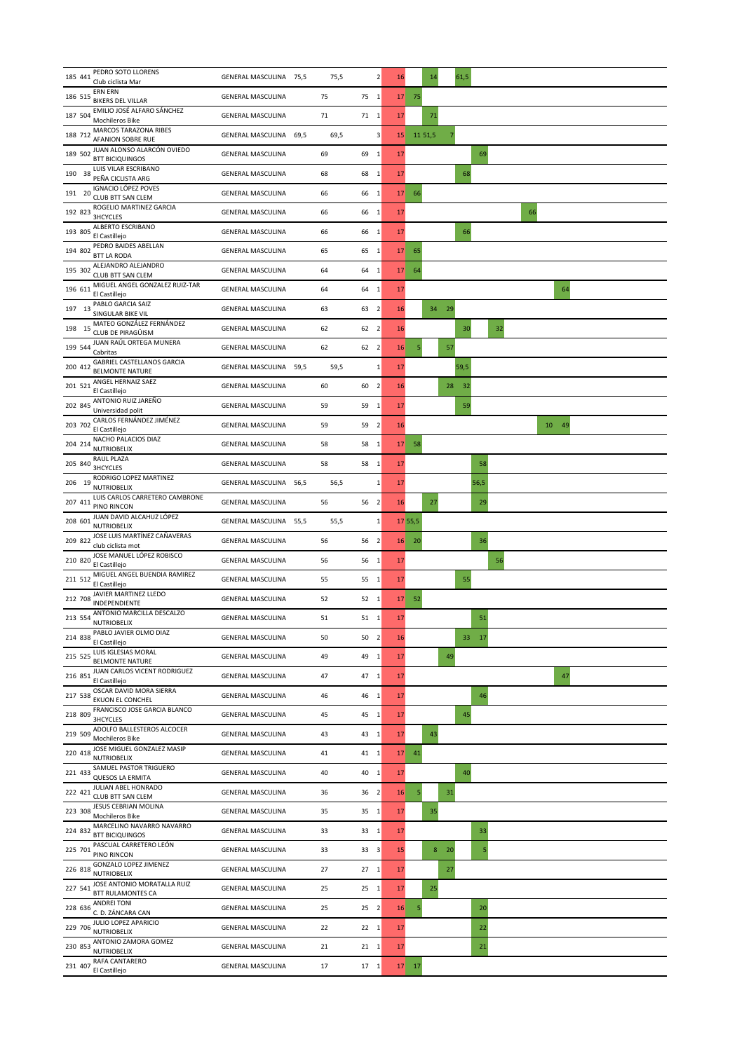| Pos. | Dorsal | Nombre | Club | Categoría | | | | | | | | | | | | | | | |
|---|---|---|---|---|---|---|---|---|---|---|---|---|---|---|---|---|---|---|---|
| 185 | 441 | PEDRO SOTO LLORENS | Club ciclista Mar | GENERAL MASCULINA | 75,5 | 75,5 | | 2 | 16 | | 14 | | 61,5 | | | | | | |
| 186 | 515 | ERN ERN | BIKERS DEL VILLAR | GENERAL MASCULINA | | 75 | 75 | 1 | 17 | 75 | | | | | | | | | |
| 187 | 504 | EMILIO JOSÉ ALFARO SÁNCHEZ | Mochileros Bike | GENERAL MASCULINA | | 71 | 71 | 1 | 17 | | 71 | | | | | | | | |
| 188 | 712 | MARCOS TARAZONA RIBES | AFANION SOBRE RUE | GENERAL MASCULINA | 69,5 | 69,5 | | 3 | 15 | 11 | 51,5 | 7 | | | | | | | |
| 189 | 502 | JUAN ALONSO ALARCÓN OVIEDO | BTT BICIQUINGOS | GENERAL MASCULINA | | 69 | 69 | 1 | 17 | | | | | | 69 | | | | |
| 190 | 38 | LUIS VILAR ESCRIBANO | PEÑA CICLISTA ARG | GENERAL MASCULINA | | 68 | 68 | 1 | 17 | | | | 68 | | | | | | |
| 191 | 20 | IGNACIO LÓPEZ POVES | CLUB BTT SAN CLEM | GENERAL MASCULINA | | 66 | 66 | 1 | 17 | 66 | | | | | | | | | |
| 192 | 823 | ROGELIO MARTINEZ GARCIA | 3HCYCLES | GENERAL MASCULINA | | 66 | 66 | 1 | 17 | | | | | | | | 66 | | |
| 193 | 805 | ALBERTO ESCRIBANO | El Castillejo | GENERAL MASCULINA | | 66 | 66 | 1 | 17 | | | | 66 | | | | | | |
| 194 | 802 | PEDRO BAIDES ABELLAN | BTT LA RODA | GENERAL MASCULINA | | 65 | 65 | 1 | 17 | 65 | | | | | | | | | |
| 195 | 302 | ALEJANDRO ALEJANDRO | CLUB BTT SAN CLEM | GENERAL MASCULINA | | 64 | 64 | 1 | 17 | 64 | | | | | | | | | |
| 196 | 611 | MIGUEL ANGEL GONZALEZ RUIZ-TAR | El Castillejo | GENERAL MASCULINA | | 64 | 64 | 1 | 17 | | | | | | | | | | 64 |
| 197 | 13 | PABLO GARCIA SAIZ | SINGULAR BIKE VIL | GENERAL MASCULINA | | 63 | 63 | 2 | 16 | | 34 | 29 | | | | | | | |
| 198 | 15 | MATEO GONZÁLEZ FERNÁNDEZ | CLUB DE PIRAGÜISM | GENERAL MASCULINA | | 62 | 62 | 2 | 16 | | | | 30 | | 32 | | | | |
| 199 | 544 | JUAN RAÚL ORTEGA MUNERA | Cabritas | GENERAL MASCULINA | | 62 | 62 | 2 | 16 | 5 | | 57 | | | | | | | |
| 200 | 412 | GABRIEL CASTELLANOS GARCIA | BELMONTE NATURE | GENERAL MASCULINA | 59,5 | 59,5 | | 1 | 17 | | | | 59,5 | | | | | | |
| 201 | 521 | ANGEL HERNAIZ SAEZ | El Castillejo | GENERAL MASCULINA | | 60 | 60 | 2 | 16 | | | 28 | 32 | | | | | | |
| 202 | 845 | ANTONIO RUIZ JAREÑO | Universidad polit | GENERAL MASCULINA | | 59 | 59 | 1 | 17 | | | | 59 | | | | | | |
| 203 | 702 | CARLOS FERNÁNDEZ JIMÉNEZ | El Castillejo | GENERAL MASCULINA | | 59 | 59 | 2 | 16 | | | | | | | | | 10 | 49 |
| 204 | 214 | NACHO PALACIOS DIAZ | NUTRIOBELIX | GENERAL MASCULINA | | 58 | 58 | 1 | 17 | 58 | | | | | | | | | |
| 205 | 840 | RAUL PLAZA | 3HCYCLES | GENERAL MASCULINA | | 58 | 58 | 1 | 17 | | | | | 58 | | | | | |
| 206 | 19 | RODRIGO LOPEZ MARTINEZ | NUTRIOBELIX | GENERAL MASCULINA | 56,5 | 56,5 | | 1 | 17 | | | | | 56,5 | | | | | |
| 207 | 411 | LUIS CARLOS CARRETERO CAMBRONE | PINO RINCON | GENERAL MASCULINA | | 56 | 56 | 2 | 16 | | 27 | | | 29 | | | | | |
| 208 | 601 | JUAN DAVID ALCAHUZ LÓPEZ | NUTRIOBELIX | GENERAL MASCULINA | 55,5 | 55,5 | | 1 | 17 | 55,5 | | | | | | | | | |
| 209 | 822 | JOSE LUIS MARTÍNEZ CAÑAVERAS | club ciclista mot | GENERAL MASCULINA | | 56 | 56 | 2 | 16 | 20 | | | | 36 | | | | | |
| 210 | 820 | JOSE MANUEL LÓPEZ ROBISCO | El Castillejo | GENERAL MASCULINA | | 56 | 56 | 1 | 17 | | | | | | 56 | | | | |
| 211 | 512 | MIGUEL ANGEL BUENDIA RAMIREZ | El Castillejo | GENERAL MASCULINA | | 55 | 55 | 1 | 17 | | | | 55 | | | | | | |
| 212 | 708 | JAVIER MARTINEZ LLEDO | INDEPENDIENTE | GENERAL MASCULINA | | 52 | 52 | 1 | 17 | 52 | | | | | | | | | |
| 213 | 554 | ANTONIO MARCILLA DESCALZO | NUTRIOBELIX | GENERAL MASCULINA | | 51 | 51 | 1 | 17 | | | | | 51 | | | | | |
| 214 | 838 | PABLO JAVIER OLMO DIAZ | El Castillejo | GENERAL MASCULINA | | 50 | 50 | 2 | 16 | | | | 33 | 17 | | | | | |
| 215 | 525 | LUIS IGLESIAS MORAL | BELMONTE NATURE | GENERAL MASCULINA | | 49 | 49 | 1 | 17 | | | 49 | | | | | | | |
| 216 | 851 | JUAN CARLOS VICENT RODRIGUEZ | El Castillejo | GENERAL MASCULINA | | 47 | 47 | 1 | 17 | | | | | | | | | | 47 |
| 217 | 538 | OSCAR DAVID MORA SIERRA | EKUON EL CONCHEL | GENERAL MASCULINA | | 46 | 46 | 1 | 17 | | | | | 46 | | | | | |
| 218 | 809 | FRANCISCO JOSE GARCIA BLANCO | 3HCYCLES | GENERAL MASCULINA | | 45 | 45 | 1 | 17 | | | | 45 | | | | | | |
| 219 | 509 | ADOLFO BALLESTEROS ALCOCER | Mochileros Bike | GENERAL MASCULINA | | 43 | 43 | 1 | 17 | | 43 | | | | | | | | |
| 220 | 418 | JOSE MIGUEL GONZALEZ MASIP | NUTRIOBELIX | GENERAL MASCULINA | | 41 | 41 | 1 | 17 | 41 | | | | | | | | | |
| 221 | 433 | SAMUEL PASTOR TRIGUERO | QUESOS LA ERMITA | GENERAL MASCULINA | | 40 | 40 | 1 | 17 | | | | 40 | | | | | | |
| 222 | 421 | JULIAN ABEL HONRADO | CLUB BTT SAN CLEM | GENERAL MASCULINA | | 36 | 36 | 2 | 16 | 5 | | 31 | | | | | | | |
| 223 | 308 | JESUS CEBRIAN MOLINA | Mochileros Bike | GENERAL MASCULINA | | 35 | 35 | 1 | 17 | | 35 | | | | | | | | |
| 224 | 832 | MARCELINO NAVARRO NAVARRO | BTT BICIQUINGOS | GENERAL MASCULINA | | 33 | 33 | 1 | 17 | | | | | 33 | | | | | |
| 225 | 701 | PASCUAL CARRETERO LEÓN | PINO RINCON | GENERAL MASCULINA | | 33 | 33 | 3 | 15 | | 8 | 20 | | 5 | | | | | |
| 226 | 818 | GONZALO LOPEZ JIMENEZ | NUTRIOBELIX | GENERAL MASCULINA | | 27 | 27 | 1 | 17 | | | 27 | | | | | | | |
| 227 | 541 | JOSE ANTONIO MORATALLA RUIZ | BTT RULAMONTES CA | GENERAL MASCULINA | | 25 | 25 | 1 | 17 | | 25 | | | | | | | | |
| 228 | 636 | ANDREI TONI | C. D. ZÁNCARA CAN | GENERAL MASCULINA | | 25 | 25 | 2 | 16 | 5 | | | | 20 | | | | | |
| 229 | 706 | JULIO LOPEZ APARICIO | NUTRIOBELIX | GENERAL MASCULINA | | 22 | 22 | 1 | 17 | | | | | 22 | | | | | |
| 230 | 853 | ANTONIO ZAMORA GOMEZ | NUTRIOBELIX | GENERAL MASCULINA | | 21 | 21 | 1 | 17 | | | | | 21 | | | | | |
| 231 | 407 | RAFA CANTARERO | El Castillejo | GENERAL MASCULINA | | 17 | 17 | 1 | 17 | 17 | | | | | | | | | |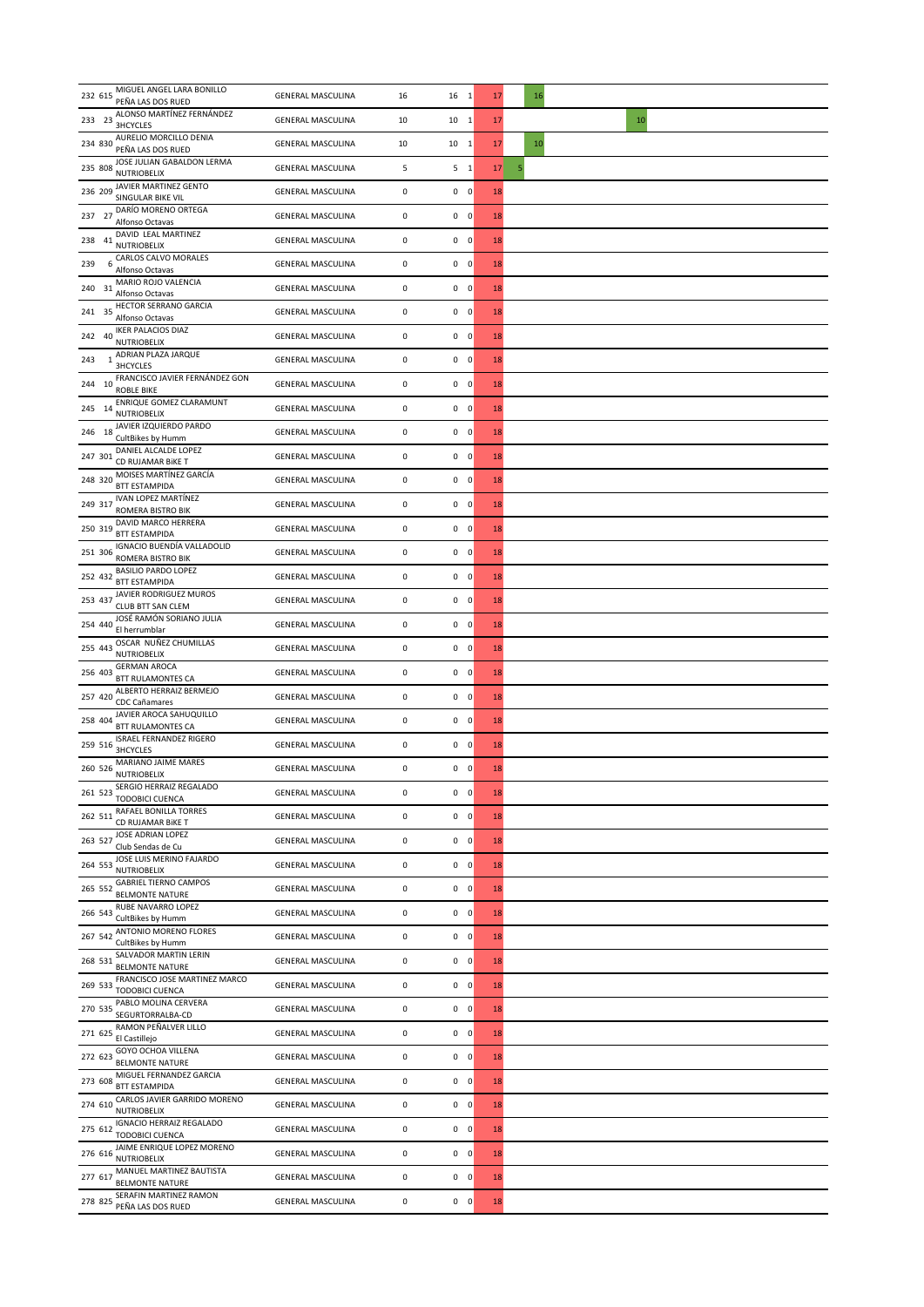| Pos | Dorsal | Nombre | Club | Categoría | Pts | Pts | N | Pos. | | | | | | |
|---|---|---|---|---|---|---|---|---|---|---|---|---|---|---|
| 232 | 615 | MIGUEL ANGEL LARA BONILLO | PEÑA LAS DOS RUED | GENERAL MASCULINA | 16 | 16 | 1 | 17 | | 16 | | | | |
| 233 | 23 | ALONSO MARTÍNEZ FERNÁNDEZ | 3HCYCLES | GENERAL MASCULINA | 10 | 10 | 1 | 17 | | | | | | 10 |
| 234 | 830 | AURELIO MORCILLO DENIA | PEÑA LAS DOS RUED | GENERAL MASCULINA | 10 | 10 | 1 | 17 | | 10 | | | | |
| 235 | 808 | JOSE JULIAN GABALDON LERMA | NUTRIOBELIX | GENERAL MASCULINA | 5 | 5 | 1 | 17 | 5 | | | | | |
| 236 | 209 | JAVIER MARTINEZ GENTO | SINGULAR BIKE VIL | GENERAL MASCULINA | 0 | 0 | 0 | 18 | | | | | | |
| 237 | 27 | DARÍO MORENO ORTEGA | Alfonso Octavas | GENERAL MASCULINA | 0 | 0 | 0 | 18 | | | | | | |
| 238 | 41 | DAVID LEAL MARTINEZ | NUTRIOBELIX | GENERAL MASCULINA | 0 | 0 | 0 | 18 | | | | | | |
| 239 | 6 | CARLOS CALVO MORALES | Alfonso Octavas | GENERAL MASCULINA | 0 | 0 | 0 | 18 | | | | | | |
| 240 | 31 | MARIO ROJO VALENCIA | Alfonso Octavas | GENERAL MASCULINA | 0 | 0 | 0 | 18 | | | | | | |
| 241 | 35 | HECTOR SERRANO GARCIA | Alfonso Octavas | GENERAL MASCULINA | 0 | 0 | 0 | 18 | | | | | | |
| 242 | 40 | IKER PALACIOS DIAZ | NUTRIOBELIX | GENERAL MASCULINA | 0 | 0 | 0 | 18 | | | | | | |
| 243 | 1 | ADRIAN PLAZA JARQUE | 3HCYCLES | GENERAL MASCULINA | 0 | 0 | 0 | 18 | | | | | | |
| 244 | 10 | FRANCISCO JAVIER FERNÁNDEZ GON | ROBLE BIKE | GENERAL MASCULINA | 0 | 0 | 0 | 18 | | | | | | |
| 245 | 14 | ENRIQUE GOMEZ CLARAMUNT | NUTRIOBELIX | GENERAL MASCULINA | 0 | 0 | 0 | 18 | | | | | | |
| 246 | 18 | JAVIER IZQUIERDO PARDO | CultBikes by Humm | GENERAL MASCULINA | 0 | 0 | 0 | 18 | | | | | | |
| 247 | 301 | DANIEL ALCALDE LOPEZ | CD RUJAMAR BiKE T | GENERAL MASCULINA | 0 | 0 | 0 | 18 | | | | | | |
| 248 | 320 | MOISES MARTÍNEZ GARCÍA | BTT ESTAMPIDA | GENERAL MASCULINA | 0 | 0 | 0 | 18 | | | | | | |
| 249 | 317 | IVAN LOPEZ MARTÍNEZ | ROMERA BISTRO BIK | GENERAL MASCULINA | 0 | 0 | 0 | 18 | | | | | | |
| 250 | 319 | DAVID MARCO HERRERA | BTT ESTAMPIDA | GENERAL MASCULINA | 0 | 0 | 0 | 18 | | | | | | |
| 251 | 306 | IGNACIO BUENDÍA VALLADOLID | ROMERA BISTRO BIK | GENERAL MASCULINA | 0 | 0 | 0 | 18 | | | | | | |
| 252 | 432 | BASILIO PARDO LOPEZ | BTT ESTAMPIDA | GENERAL MASCULINA | 0 | 0 | 0 | 18 | | | | | | |
| 253 | 437 | JAVIER RODRIGUEZ MUROS | CLUB BTT SAN CLEM | GENERAL MASCULINA | 0 | 0 | 0 | 18 | | | | | | |
| 254 | 440 | JOSÉ RAMÓN SORIANO JULIA | El herrumblar | GENERAL MASCULINA | 0 | 0 | 0 | 18 | | | | | | |
| 255 | 443 | OSCAR NUÑEZ CHUMILLAS | NUTRIOBELIX | GENERAL MASCULINA | 0 | 0 | 0 | 18 | | | | | | |
| 256 | 403 | GERMAN AROCA | BTT RULAMONTES CA | GENERAL MASCULINA | 0 | 0 | 0 | 18 | | | | | | |
| 257 | 420 | ALBERTO HERRAIZ BERMEJO | CDC Cañamares | GENERAL MASCULINA | 0 | 0 | 0 | 18 | | | | | | |
| 258 | 404 | JAVIER AROCA SAHUQUILLO | BTT RULAMONTES CA | GENERAL MASCULINA | 0 | 0 | 0 | 18 | | | | | | |
| 259 | 516 | ISRAEL FERNANDEZ RIGERO | 3HCYCLES | GENERAL MASCULINA | 0 | 0 | 0 | 18 | | | | | | |
| 260 | 526 | MARIANO JAIME MARES | NUTRIOBELIX | GENERAL MASCULINA | 0 | 0 | 0 | 18 | | | | | | |
| 261 | 523 | SERGIO HERRAIZ REGALADO | TODOBICI CUENCA | GENERAL MASCULINA | 0 | 0 | 0 | 18 | | | | | | |
| 262 | 511 | RAFAEL BONILLA TORRES | CD RUJAMAR BiKE T | GENERAL MASCULINA | 0 | 0 | 0 | 18 | | | | | | |
| 263 | 527 | JOSE ADRIAN LOPEZ | Club Sendas de Cu | GENERAL MASCULINA | 0 | 0 | 0 | 18 | | | | | | |
| 264 | 553 | JOSE LUIS MERINO FAJARDO | NUTRIOBELIX | GENERAL MASCULINA | 0 | 0 | 0 | 18 | | | | | | |
| 265 | 552 | GABRIEL TIERNO CAMPOS | BELMONTE NATURE | GENERAL MASCULINA | 0 | 0 | 0 | 18 | | | | | | |
| 266 | 543 | RUBE NAVARRO LOPEZ | CultBikes by Humm | GENERAL MASCULINA | 0 | 0 | 0 | 18 | | | | | | |
| 267 | 542 | ANTONIO MORENO FLORES | CultBikes by Humm | GENERAL MASCULINA | 0 | 0 | 0 | 18 | | | | | | |
| 268 | 531 | SALVADOR MARTIN LERIN | BELMONTE NATURE | GENERAL MASCULINA | 0 | 0 | 0 | 18 | | | | | | |
| 269 | 533 | FRANCISCO JOSE MARTINEZ MARCO | TODOBICI CUENCA | GENERAL MASCULINA | 0 | 0 | 0 | 18 | | | | | | |
| 270 | 535 | PABLO MOLINA CERVERA | SEGURTORRALBA-CD | GENERAL MASCULINA | 0 | 0 | 0 | 18 | | | | | | |
| 271 | 625 | RAMON PEÑALVER LILLO | El Castillejo | GENERAL MASCULINA | 0 | 0 | 0 | 18 | | | | | | |
| 272 | 623 | GOYO OCHOA VILLENA | BELMONTE NATURE | GENERAL MASCULINA | 0 | 0 | 0 | 18 | | | | | | |
| 273 | 608 | MIGUEL FERNANDEZ GARCIA | BTT ESTAMPIDA | GENERAL MASCULINA | 0 | 0 | 0 | 18 | | | | | | |
| 274 | 610 | CARLOS JAVIER GARRIDO MORENO | NUTRIOBELIX | GENERAL MASCULINA | 0 | 0 | 0 | 18 | | | | | | |
| 275 | 612 | IGNACIO HERRAIZ REGALADO | TODOBICI CUENCA | GENERAL MASCULINA | 0 | 0 | 0 | 18 | | | | | | |
| 276 | 616 | JAIME ENRIQUE LOPEZ MORENO | NUTRIOBELIX | GENERAL MASCULINA | 0 | 0 | 0 | 18 | | | | | | |
| 277 | 617 | MANUEL MARTINEZ BAUTISTA | BELMONTE NATURE | GENERAL MASCULINA | 0 | 0 | 0 | 18 | | | | | | |
| 278 | 825 | SERAFIN MARTINEZ RAMON | PEÑA LAS DOS RUED | GENERAL MASCULINA | 0 | 0 | 0 | 18 | | | | | | |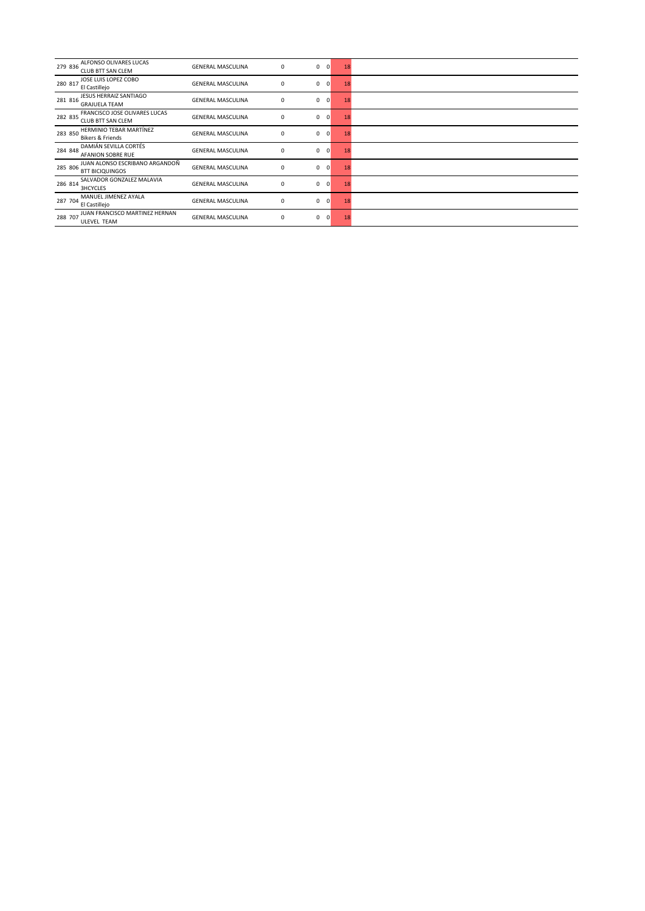| | | | | | | | |
|---|---|---|---|---|---|---|---|
| 279 | 836 | ALFONSO OLIVARES LUCAS<br>CLUB BTT SAN CLEM | GENERAL MASCULINA | 0 | 0 | 0 | 18 |
| 280 | 817 | JOSE LUIS LOPEZ COBO<br>El Castillejo | GENERAL MASCULINA | 0 | 0 | 0 | 18 |
| 281 | 816 | JESUS HERRAIZ SANTIAGO<br>GRAJUELA TEAM | GENERAL MASCULINA | 0 | 0 | 0 | 18 |
| 282 | 835 | FRANCISCO JOSE OLIVARES LUCAS<br>CLUB BTT SAN CLEM | GENERAL MASCULINA | 0 | 0 | 0 | 18 |
| 283 | 850 | HERMINIO TEBAR MARTÍNEZ<br>Bikers & Friends | GENERAL MASCULINA | 0 | 0 | 0 | 18 |
| 284 | 848 | DAMIÁN SEVILLA CORTÉS<br>AFANION SOBRE RUE | GENERAL MASCULINA | 0 | 0 | 0 | 18 |
| 285 | 806 | JUAN ALONSO ESCRIBANO ARGANDOÑ<br>BTT BICIQUINGOS | GENERAL MASCULINA | 0 | 0 | 0 | 18 |
| 286 | 814 | SALVADOR GONZALEZ MALAVIA<br>3HCYCLES | GENERAL MASCULINA | 0 | 0 | 0 | 18 |
| 287 | 704 | MANUEL JIMENEZ AYALA<br>El Castillejo | GENERAL MASCULINA | 0 | 0 | 0 | 18 |
| 288 | 707 | JUAN FRANCISCO MARTINEZ HERNAN<br>ULEVEL TEAM | GENERAL MASCULINA | 0 | 0 | 0 | 18 |